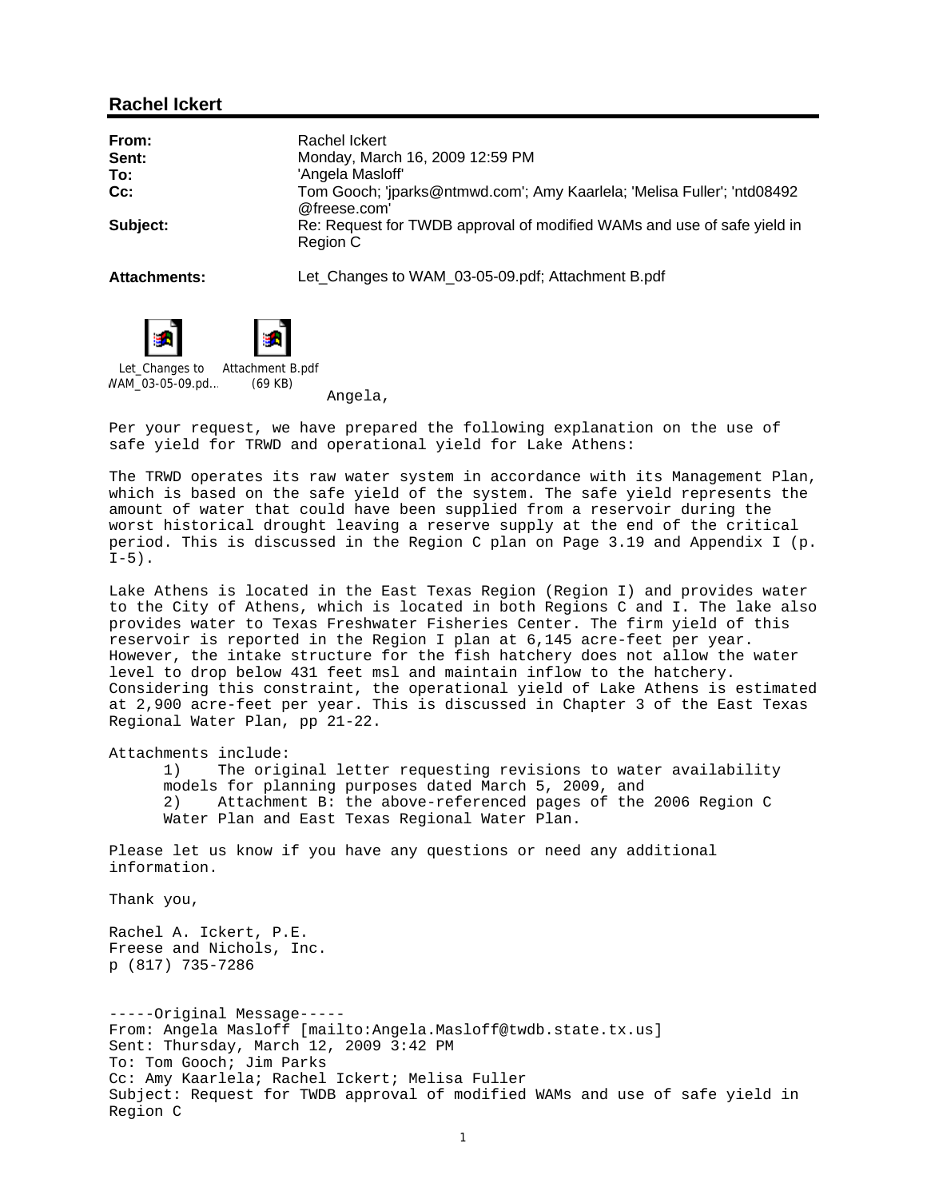## Rachel Ickert

| | |
|---|---|
| **From:** | Rachel Ickert |
| **Sent:** | Monday, March 16, 2009 12:59 PM |
| **To:** | 'Angela Masloff' |
| **Cc:** | Tom Gooch; 'jparks@ntmwd.com'; Amy Kaarlela; 'Melisa Fuller'; 'ntd08492@freese.com' |
| **Subject:** | Re: Request for TWDB approval of modified WAMs and use of safe yield in Region C |
| **Attachments:** | Let_Changes to WAM_03-05-09.pdf; Attachment B.pdf |

Let_Changes to WAM_03-05-09.pd... Attachment B.pdf (69 KB)

Angela,

Per your request, we have prepared the following explanation on the use of safe yield for TRWD and operational yield for Lake Athens:

The TRWD operates its raw water system in accordance with its Management Plan, which is based on the safe yield of the system. The safe yield represents the amount of water that could have been supplied from a reservoir during the worst historical drought leaving a reserve supply at the end of the critical period. This is discussed in the Region C plan on Page 3.19 and Appendix I (p. I-5).

Lake Athens is located in the East Texas Region (Region I) and provides water to the City of Athens, which is located in both Regions C and I. The lake also provides water to Texas Freshwater Fisheries Center. The firm yield of this reservoir is reported in the Region I plan at 6,145 acre-feet per year. However, the intake structure for the fish hatchery does not allow the water level to drop below 431 feet msl and maintain inflow to the hatchery. Considering this constraint, the operational yield of Lake Athens is estimated at 2,900 acre-feet per year. This is discussed in Chapter 3 of the East Texas Regional Water Plan, pp 21-22.

Attachments include:

1) The original letter requesting revisions to water availability models for planning purposes dated March 5, 2009, and
2) Attachment B: the above-referenced pages of the 2006 Region C Water Plan and East Texas Regional Water Plan.

Please let us know if you have any questions or need any additional information.

Thank you,

Rachel A. Ickert, P.E.
Freese and Nichols, Inc.
p (817) 735-7286

-----Original Message-----
From: Angela Masloff [mailto:Angela.Masloff@twdb.state.tx.us]
Sent: Thursday, March 12, 2009 3:42 PM
To: Tom Gooch; Jim Parks
Cc: Amy Kaarlela; Rachel Ickert; Melisa Fuller
Subject: Request for TWDB approval of modified WAMs and use of safe yield in Region C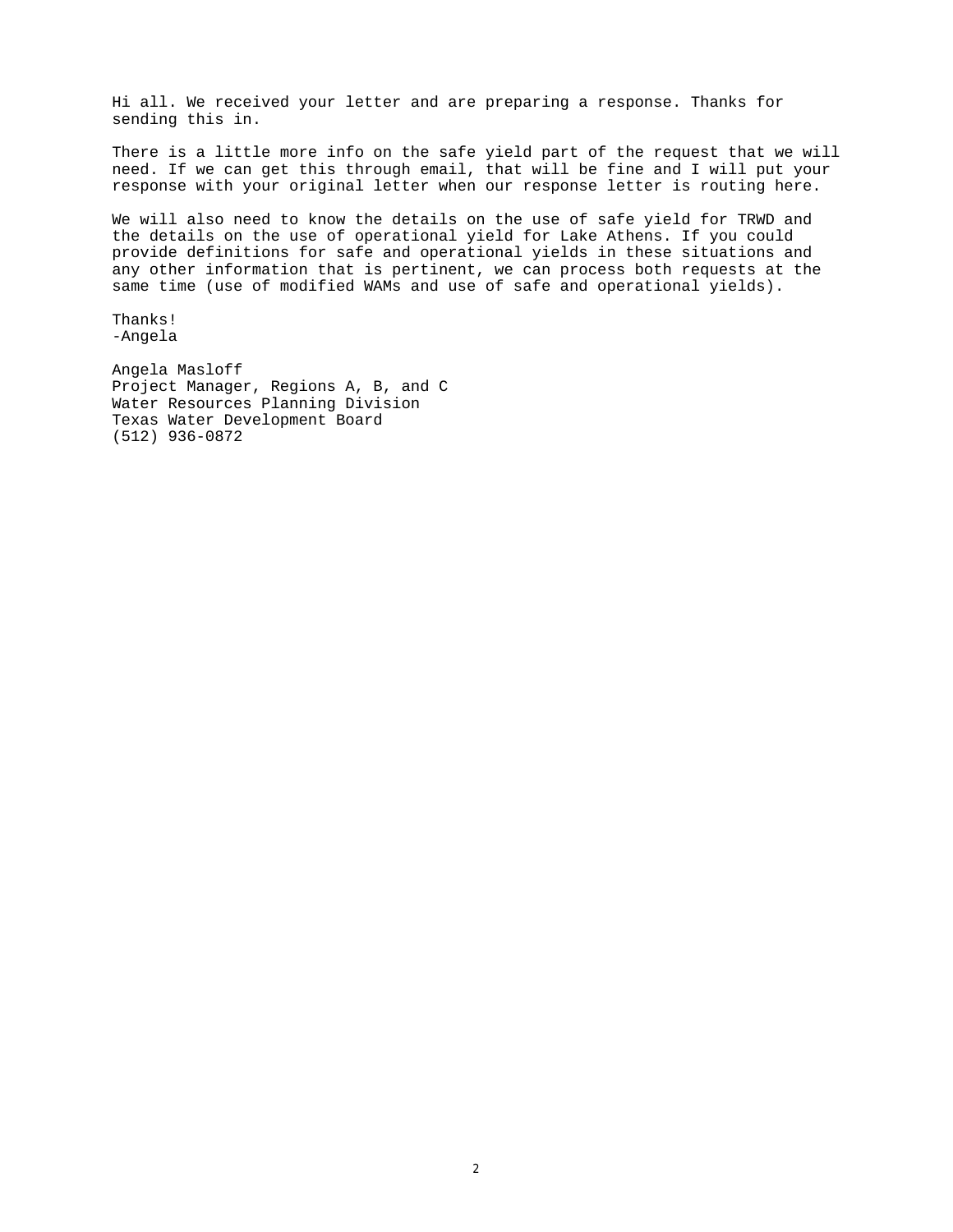Hi all. We received your letter and are preparing a response. Thanks for sending this in.

There is a little more info on the safe yield part of the request that we will need. If we can get this through email, that will be fine and I will put your response with your original letter when our response letter is routing here.

We will also need to know the details on the use of safe yield for TRWD and the details on the use of operational yield for Lake Athens. If you could provide definitions for safe and operational yields in these situations and any other information that is pertinent, we can process both requests at the same time (use of modified WAMs and use of safe and operational yields).

Thanks!
-Angela

Angela Masloff
Project Manager, Regions A, B, and C
Water Resources Planning Division
Texas Water Development Board
(512) 936-0872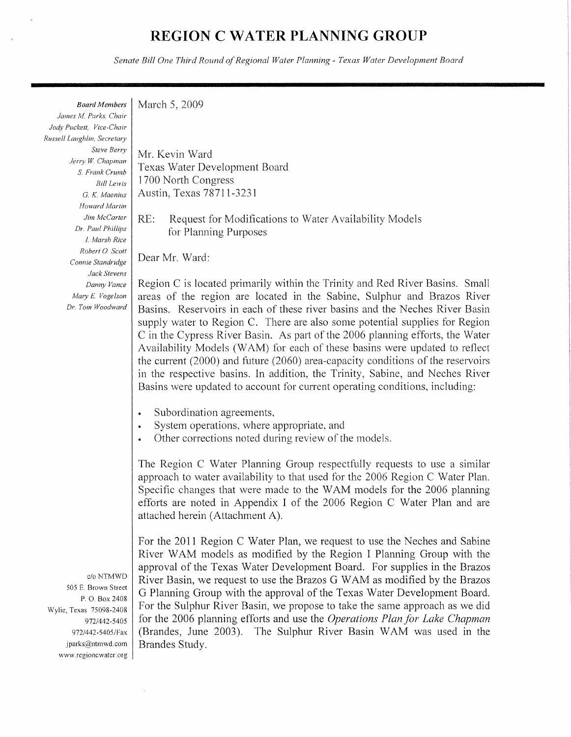# REGION C WATER PLANNING GROUP

*Senate Bill One Third Round of Regional Water Planning - Texas Water Development Board*

*Board Members*
*James M. Parks, Chair*
*Jody Puckett, Vice-Chair*
*Russell Laughlin, Secretary*
*Steve Berry*
*Jerry W. Chapman*
*S. Frank Crumb*
*Bill Lewis*
*G. K. Maenius*
*Howard Martin*
*Jim McCarter*
*Dr. Paul Phillips*
*I. Marsh Rice*
*Robert O. Scott*
*Connie Standridge*
*Jack Stevens*
*Danny Vance*
*Mary E. Vogelson*
*Dr. Tom Woodward*

March 5, 2009

Mr. Kevin Ward
Texas Water Development Board
1700 North Congress
Austin, Texas 78711-3231

RE: Request for Modifications to Water Availability Models for Planning Purposes

Dear Mr. Ward:

Region C is located primarily within the Trinity and Red River Basins. Small areas of the region are located in the Sabine, Sulphur and Brazos River Basins. Reservoirs in each of these river basins and the Neches River Basin supply water to Region C. There are also some potential supplies for Region C in the Cypress River Basin. As part of the 2006 planning efforts, the Water Availability Models (WAM) for each of these basins were updated to reflect the current (2000) and future (2060) area-capacity conditions of the reservoirs in the respective basins. In addition, the Trinity, Sabine, and Neches River Basins were updated to account for current operating conditions, including:

- Subordination agreements,
- System operations, where appropriate, and
- Other corrections noted during review of the models.

The Region C Water Planning Group respectfully requests to use a similar approach to water availability to that used for the 2006 Region C Water Plan. Specific changes that were made to the WAM models for the 2006 planning efforts are noted in Appendix I of the 2006 Region C Water Plan and are attached herein (Attachment A).

For the 2011 Region C Water Plan, we request to use the Neches and Sabine River WAM models as modified by the Region I Planning Group with the approval of the Texas Water Development Board. For supplies in the Brazos River Basin, we request to use the Brazos G WAM as modified by the Brazos G Planning Group with the approval of the Texas Water Development Board. For the Sulphur River Basin, we propose to take the same approach as we did for the 2006 planning efforts and use the *Operations Plan for Lake Chapman* (Brandes, June 2003). The Sulphur River Basin WAM was used in the Brandes Study.

c/o NTMWD
505 E. Brown Street
P. O. Box 2408
Wylie, Texas 75098-2408
972/442-5405
972/442-5405/Fax
jparks@ntmwd.com
www.regioncwater.org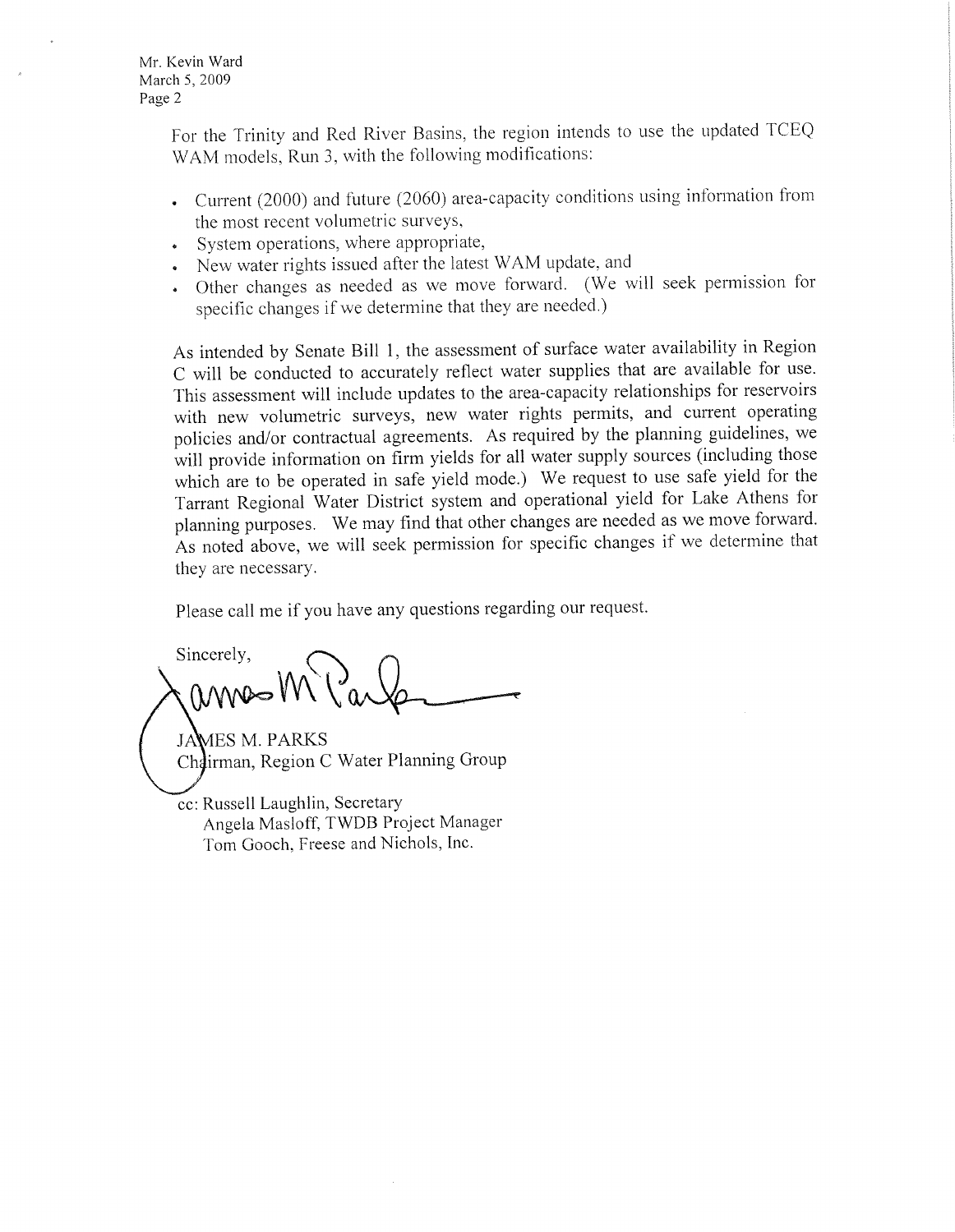For the Trinity and Red River Basins, the region intends to use the updated TCEQ WAM models, Run 3, with the following modifications:

- Current (2000) and future (2060) area-capacity conditions using information from the most recent volumetric surveys,
- System operations, where appropriate,
- New water rights issued after the latest WAM update, and
- Other changes as needed as we move forward. (We will seek permission for specific changes if we determine that they are needed.)

As intended by Senate Bill 1, the assessment of surface water availability in Region C will be conducted to accurately reflect water supplies that are available for use. This assessment will include updates to the area-capacity relationships for reservoirs with new volumetric surveys, new water rights permits, and current operating policies and/or contractual agreements. As required by the planning guidelines, we will provide information on firm yields for all water supply sources (including those which are to be operated in safe yield mode.) We request to use safe yield for the Tarrant Regional Water District system and operational yield for Lake Athens for planning purposes. We may find that other changes are needed as we move forward. As noted above, we will seek permission for specific changes if we determine that they are necessary.

Please call me if you have any questions regarding our request.

Sincerely,

JAMES M. PARKS
Chairman, Region C Water Planning Group

cc: Russell Laughlin, Secretary
Angela Masloff, TWDB Project Manager
Tom Gooch, Freese and Nichols, Inc.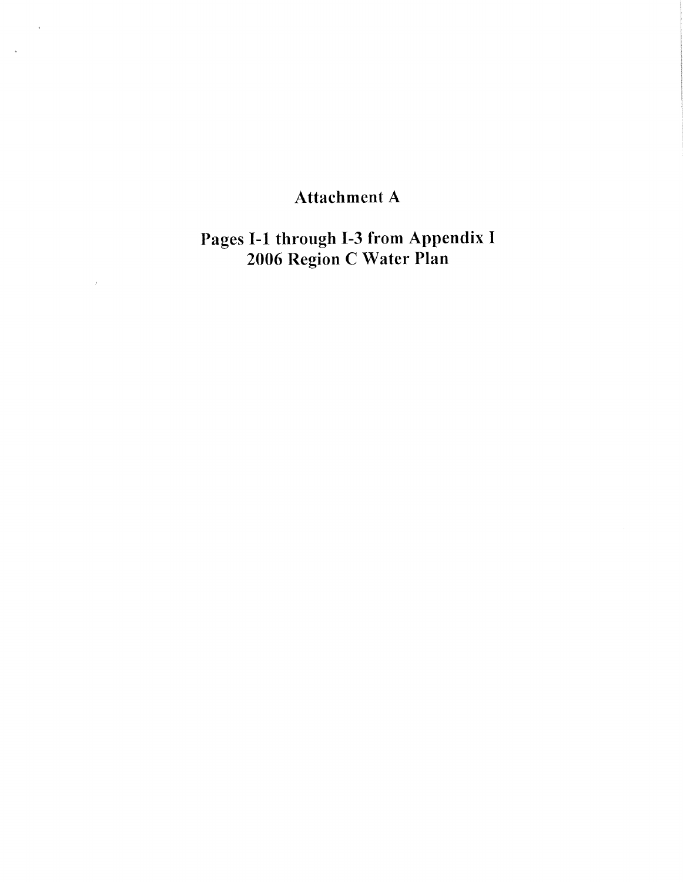# Attachment A

## Pages I-1 through I-3 from Appendix I
## 2006 Region C Water Plan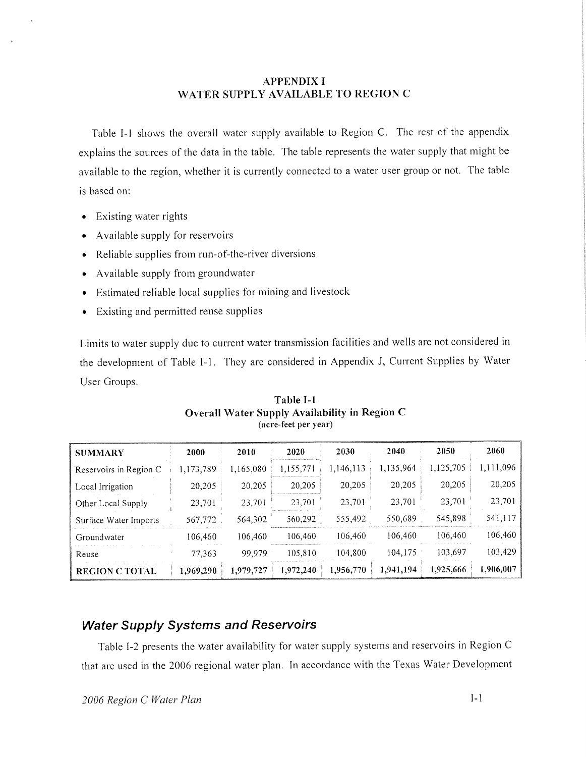# APPENDIX I
# WATER SUPPLY AVAILABLE TO REGION C

Table I-1 shows the overall water supply available to Region C. The rest of the appendix explains the sources of the data in the table. The table represents the water supply that might be available to the region, whether it is currently connected to a water user group or not. The table is based on:

- Existing water rights
- Available supply for reservoirs
- Reliable supplies from run-of-the-river diversions
- Available supply from groundwater
- Estimated reliable local supplies for mining and livestock
- Existing and permitted reuse supplies

Limits to water supply due to current water transmission facilities and wells are not considered in the development of Table I-1. They are considered in Appendix J, Current Supplies by Water User Groups.

**Table I-1**
**Overall Water Supply Availability in Region C**
(acre-feet per year)

| SUMMARY | 2000 | 2010 | 2020 | 2030 | 2040 | 2050 | 2060 |
|---|---|---|---|---|---|---|---|
| Reservoirs in Region C | 1,173,789 | 1,165,080 | 1,155,771 | 1,146,113 | 1,135,964 | 1,125,705 | 1,111,096 |
| Local Irrigation | 20,205 | 20,205 | 20,205 | 20,205 | 20,205 | 20,205 | 20,205 |
| Other Local Supply | 23,701 | 23,701 | 23,701 | 23,701 | 23,701 | 23,701 | 23,701 |
| Surface Water Imports | 567,772 | 564,302 | 560,292 | 555,492 | 550,689 | 545,898 | 541,117 |
| Groundwater | 106,460 | 106,460 | 106,460 | 106,460 | 106,460 | 106,460 | 106,460 |
| Reuse | 77,363 | 99,979 | 105,810 | 104,800 | 104,175 | 103,697 | 103,429 |
| **REGION C TOTAL** | **1,969,290** | **1,979,727** | **1,972,240** | **1,956,770** | **1,941,194** | **1,925,666** | **1,906,007** |

## Water Supply Systems and Reservoirs

Table I-2 presents the water availability for water supply systems and reservoirs in Region C that are used in the 2006 regional water plan. In accordance with the Texas Water Development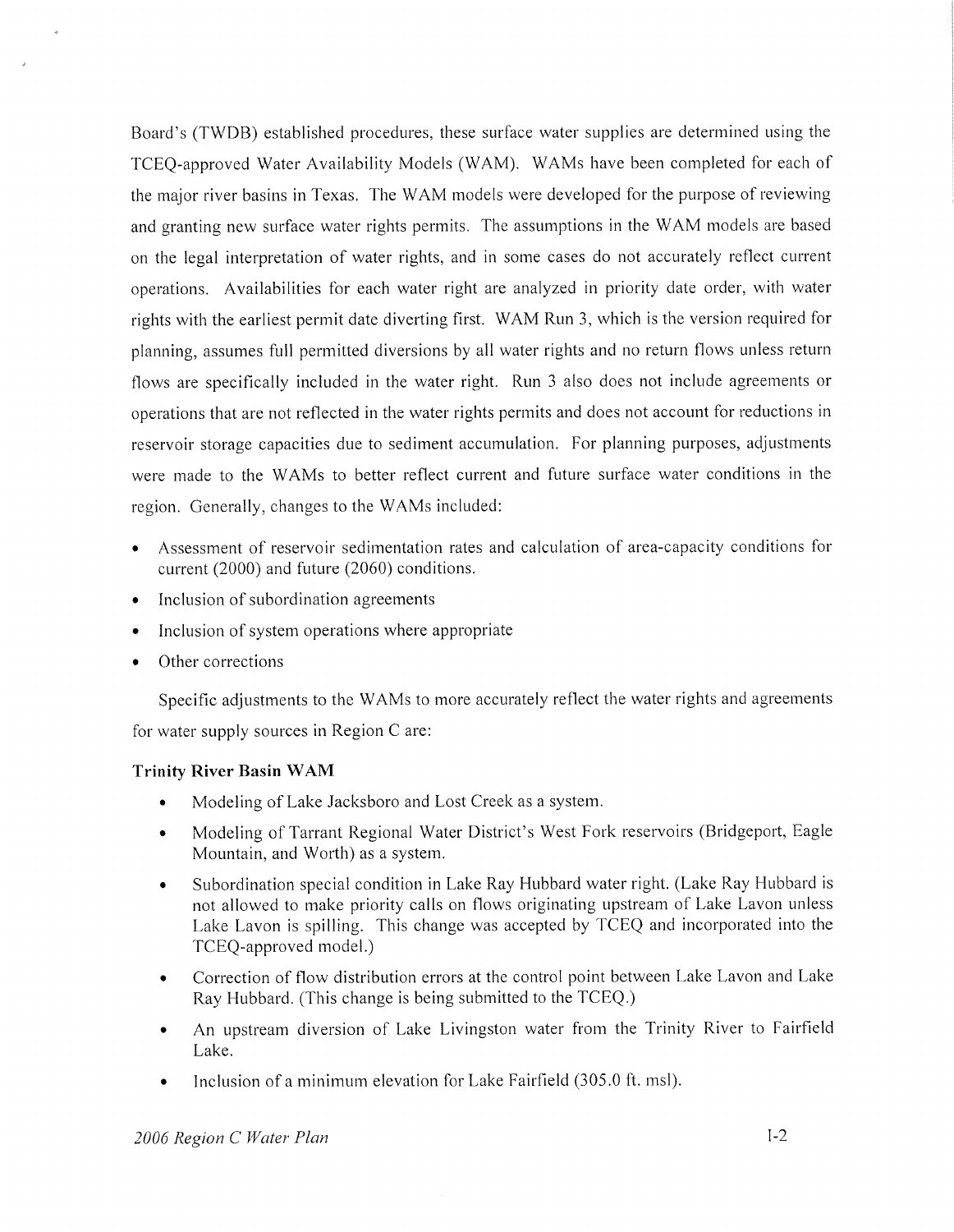Board's (TWDB) established procedures, these surface water supplies are determined using the TCEQ-approved Water Availability Models (WAM). WAMs have been completed for each of the major river basins in Texas. The WAM models were developed for the purpose of reviewing and granting new surface water rights permits. The assumptions in the WAM models are based on the legal interpretation of water rights, and in some cases do not accurately reflect current operations. Availabilities for each water right are analyzed in priority date order, with water rights with the earliest permit date diverting first. WAM Run 3, which is the version required for planning, assumes full permitted diversions by all water rights and no return flows unless return flows are specifically included in the water right. Run 3 also does not include agreements or operations that are not reflected in the water rights permits and does not account for reductions in reservoir storage capacities due to sediment accumulation. For planning purposes, adjustments were made to the WAMs to better reflect current and future surface water conditions in the region. Generally, changes to the WAMs included:

- Assessment of reservoir sedimentation rates and calculation of area-capacity conditions for current (2000) and future (2060) conditions.
- Inclusion of subordination agreements
- Inclusion of system operations where appropriate
- Other corrections

Specific adjustments to the WAMs to more accurately reflect the water rights and agreements for water supply sources in Region C are:

**Trinity River Basin WAM**

- Modeling of Lake Jacksboro and Lost Creek as a system.
- Modeling of Tarrant Regional Water District's West Fork reservoirs (Bridgeport, Eagle Mountain, and Worth) as a system.
- Subordination special condition in Lake Ray Hubbard water right. (Lake Ray Hubbard is not allowed to make priority calls on flows originating upstream of Lake Lavon unless Lake Lavon is spilling. This change was accepted by TCEQ and incorporated into the TCEQ-approved model.)
- Correction of flow distribution errors at the control point between Lake Lavon and Lake Ray Hubbard. (This change is being submitted to the TCEQ.)
- An upstream diversion of Lake Livingston water from the Trinity River to Fairfield Lake.
- Inclusion of a minimum elevation for Lake Fairfield (305.0 ft. msl).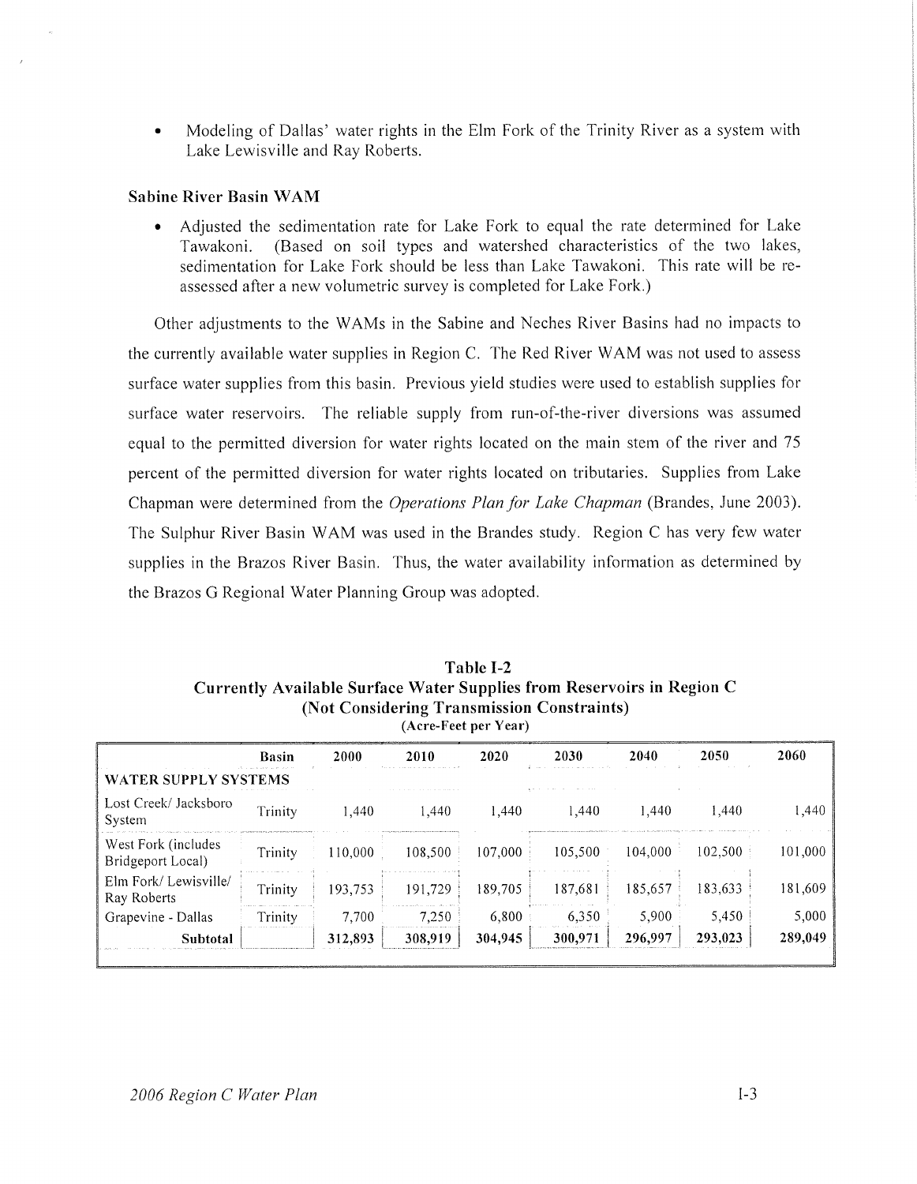- Modeling of Dallas' water rights in the Elm Fork of the Trinity River as a system with Lake Lewisville and Ray Roberts.

### Sabine River Basin WAM

- Adjusted the sedimentation rate for Lake Fork to equal the rate determined for Lake Tawakoni. (Based on soil types and watershed characteristics of the two lakes, sedimentation for Lake Fork should be less than Lake Tawakoni. This rate will be re-assessed after a new volumetric survey is completed for Lake Fork.)

Other adjustments to the WAMs in the Sabine and Neches River Basins had no impacts to the currently available water supplies in Region C. The Red River WAM was not used to assess surface water supplies from this basin. Previous yield studies were used to establish supplies for surface water reservoirs. The reliable supply from run-of-the-river diversions was assumed equal to the permitted diversion for water rights located on the main stem of the river and 75 percent of the permitted diversion for water rights located on tributaries. Supplies from Lake Chapman were determined from the *Operations Plan for Lake Chapman* (Brandes, June 2003). The Sulphur River Basin WAM was used in the Brandes study. Region C has very few water supplies in the Brazos River Basin. Thus, the water availability information as determined by the Brazos G Regional Water Planning Group was adopted.

**Table I-2**
**Currently Available Surface Water Supplies from Reservoirs in Region C**
**(Not Considering Transmission Constraints)**
(Acre-Feet per Year)

| | Basin | 2000 | 2010 | 2020 | 2030 | 2040 | 2050 | 2060 |
|---|---|---|---|---|---|---|---|---|
| **WATER SUPPLY SYSTEMS** | | | | | | | | |
| Lost Creek/ Jacksboro System | Trinity | 1,440 | 1,440 | 1,440 | 1,440 | 1,440 | 1,440 | 1,440 |
| West Fork (includes Bridgeport Local) | Trinity | 110,000 | 108,500 | 107,000 | 105,500 | 104,000 | 102,500 | 101,000 |
| Elm Fork/ Lewisville/ Ray Roberts | Trinity | 193,753 | 191,729 | 189,705 | 187,681 | 185,657 | 183,633 | 181,609 |
| Grapevine - Dallas | Trinity | 7,700 | 7,250 | 6,800 | 6,350 | 5,900 | 5,450 | 5,000 |
| **Subtotal** | | **312,893** | **308,919** | **304,945** | **300,971** | **296,997** | **293,023** | **289,049** |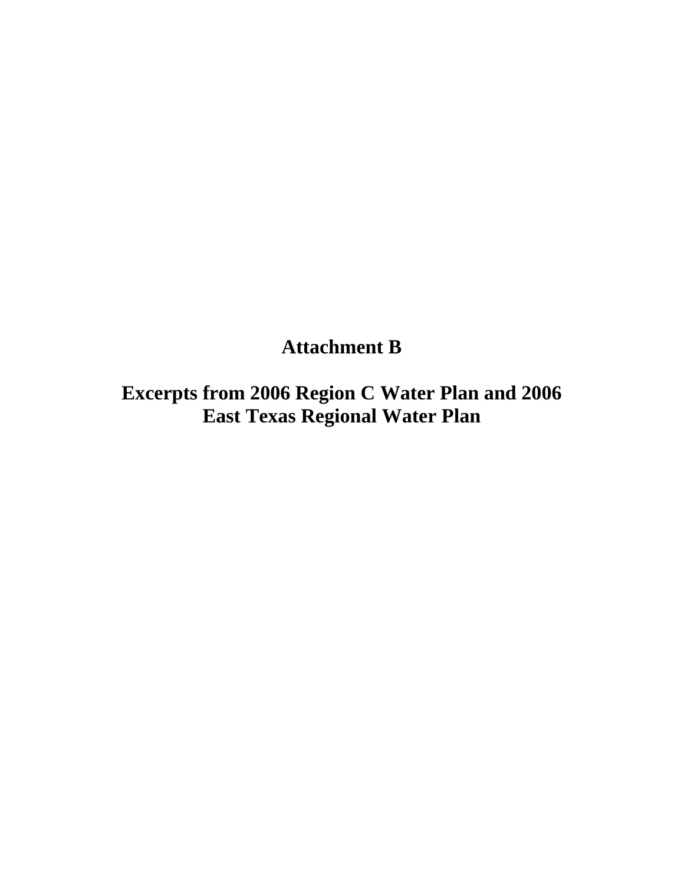# Attachment B

## Excerpts from 2006 Region C Water Plan and 2006 East Texas Regional Water Plan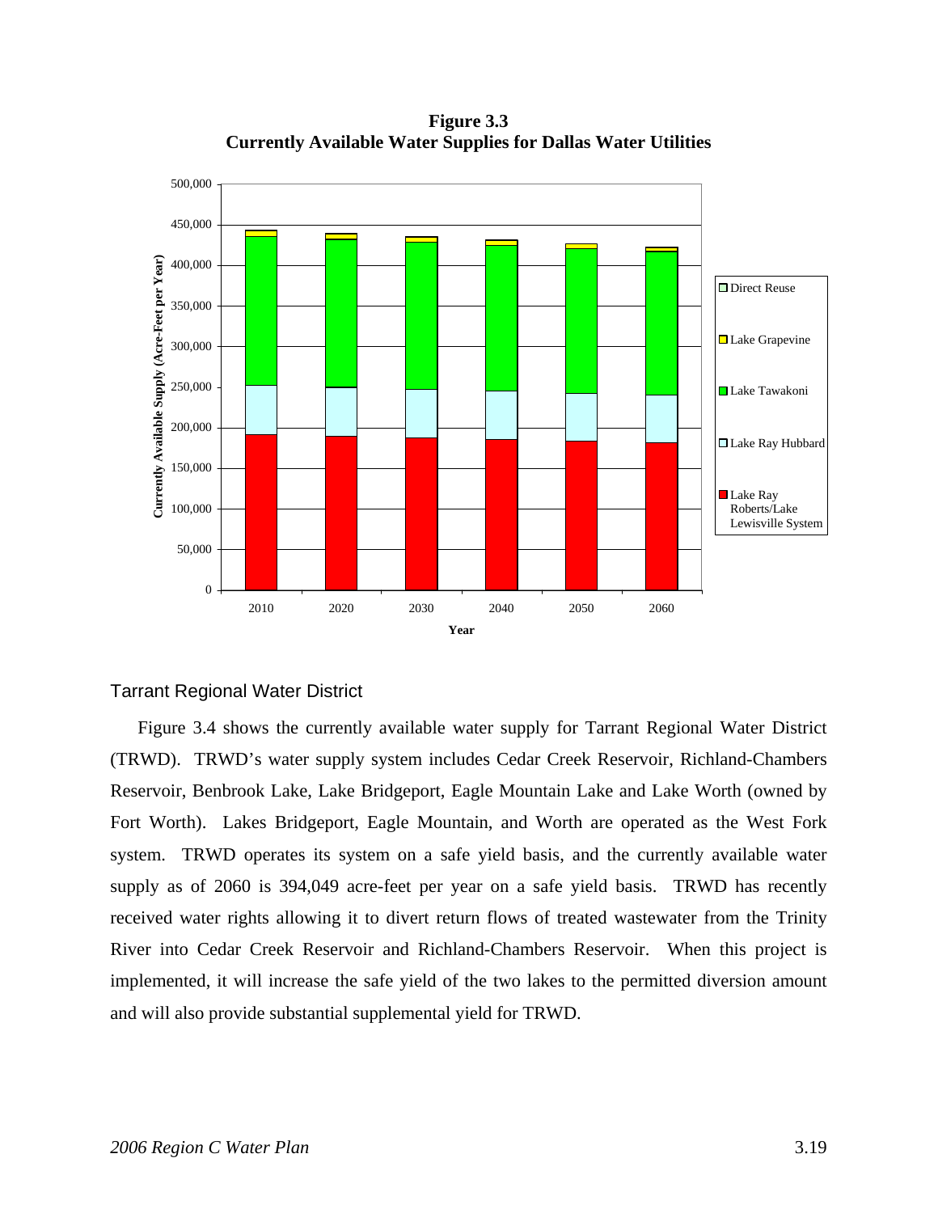**Figure 3.3**
**Currently Available Water Supplies for Dallas Water Utilities**

### Tarrant Regional Water District

Figure 3.4 shows the currently available water supply for Tarrant Regional Water District (TRWD). TRWD's water supply system includes Cedar Creek Reservoir, Richland-Chambers Reservoir, Benbrook Lake, Lake Bridgeport, Eagle Mountain Lake and Lake Worth (owned by Fort Worth). Lakes Bridgeport, Eagle Mountain, and Worth are operated as the West Fork system. TRWD operates its system on a safe yield basis, and the currently available water supply as of 2060 is 394,049 acre-feet per year on a safe yield basis. TRWD has recently received water rights allowing it to divert return flows of treated wastewater from the Trinity River into Cedar Creek Reservoir and Richland-Chambers Reservoir. When this project is implemented, it will increase the safe yield of the two lakes to the permitted diversion amount and will also provide substantial supplemental yield for TRWD.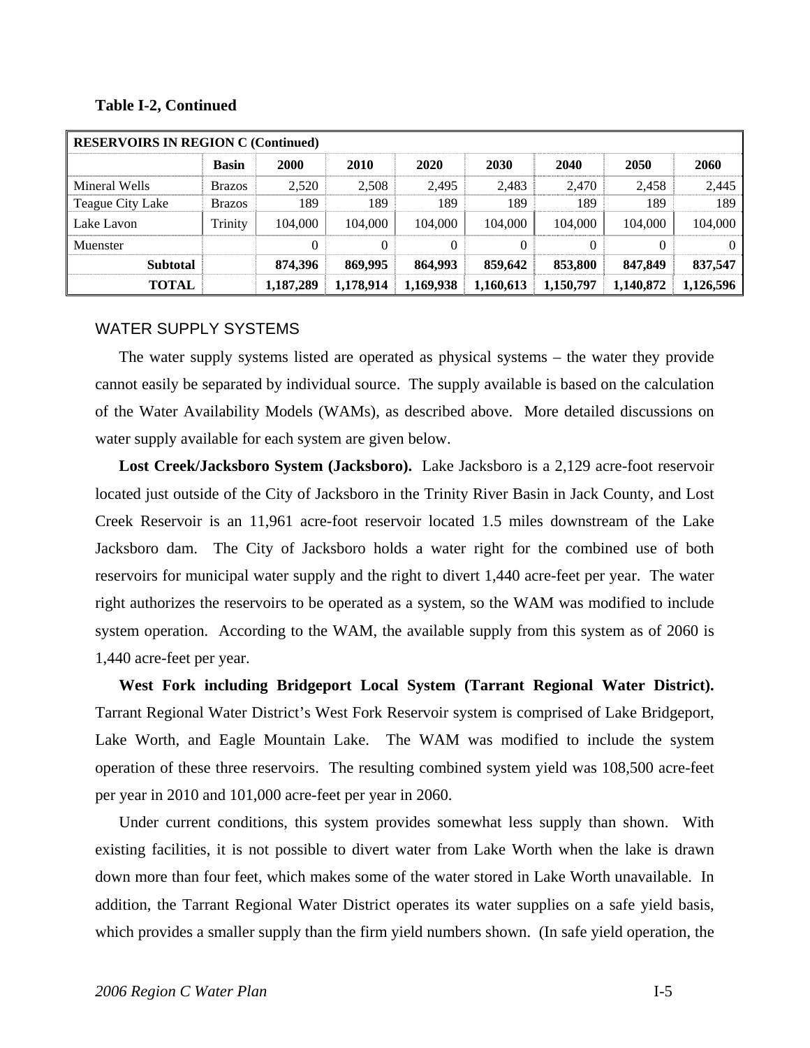**Table I-2, Continued**

| RESERVOIRS IN REGION C (Continued) | | | | | | | | |
|---|---|---|---|---|---|---|---|---|
| | **Basin** | **2000** | **2010** | **2020** | **2030** | **2040** | **2050** | **2060** |
| Mineral Wells | Brazos | 2,520 | 2,508 | 2,495 | 2,483 | 2,470 | 2,458 | 2,445 |
| Teague City Lake | Brazos | 189 | 189 | 189 | 189 | 189 | 189 | 189 |
| Lake Lavon | Trinity | 104,000 | 104,000 | 104,000 | 104,000 | 104,000 | 104,000 | 104,000 |
| Muenster | | 0 | 0 | 0 | 0 | 0 | 0 | 0 |
| **Subtotal** | | **874,396** | **869,995** | **864,993** | **859,642** | **853,800** | **847,849** | **837,547** |
| **TOTAL** | | **1,187,289** | **1,178,914** | **1,169,938** | **1,160,613** | **1,150,797** | **1,140,872** | **1,126,596** |

## WATER SUPPLY SYSTEMS

The water supply systems listed are operated as physical systems – the water they provide cannot easily be separated by individual source. The supply available is based on the calculation of the Water Availability Models (WAMs), as described above. More detailed discussions on water supply available for each system are given below.

**Lost Creek/Jacksboro System (Jacksboro).** Lake Jacksboro is a 2,129 acre-foot reservoir located just outside of the City of Jacksboro in the Trinity River Basin in Jack County, and Lost Creek Reservoir is an 11,961 acre-foot reservoir located 1.5 miles downstream of the Lake Jacksboro dam. The City of Jacksboro holds a water right for the combined use of both reservoirs for municipal water supply and the right to divert 1,440 acre-feet per year. The water right authorizes the reservoirs to be operated as a system, so the WAM was modified to include system operation. According to the WAM, the available supply from this system as of 2060 is 1,440 acre-feet per year.

**West Fork including Bridgeport Local System (Tarrant Regional Water District).** Tarrant Regional Water District's West Fork Reservoir system is comprised of Lake Bridgeport, Lake Worth, and Eagle Mountain Lake. The WAM was modified to include the system operation of these three reservoirs. The resulting combined system yield was 108,500 acre-feet per year in 2010 and 101,000 acre-feet per year in 2060.

Under current conditions, this system provides somewhat less supply than shown. With existing facilities, it is not possible to divert water from Lake Worth when the lake is drawn down more than four feet, which makes some of the water stored in Lake Worth unavailable. In addition, the Tarrant Regional Water District operates its water supplies on a safe yield basis, which provides a smaller supply than the firm yield numbers shown. (In safe yield operation, the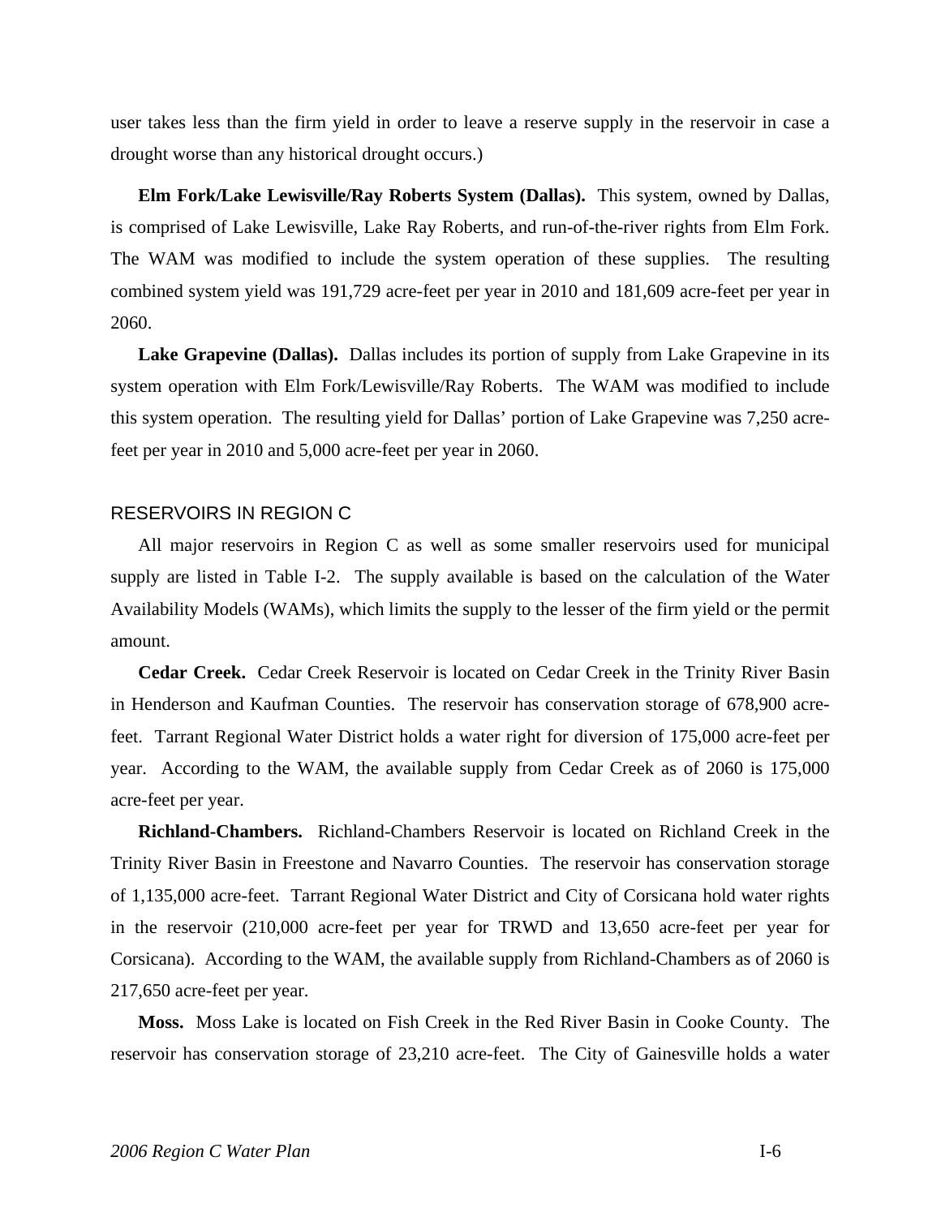user takes less than the firm yield in order to leave a reserve supply in the reservoir in case a drought worse than any historical drought occurs.)

**Elm Fork/Lake Lewisville/Ray Roberts System (Dallas).** This system, owned by Dallas, is comprised of Lake Lewisville, Lake Ray Roberts, and run-of-the-river rights from Elm Fork. The WAM was modified to include the system operation of these supplies. The resulting combined system yield was 191,729 acre-feet per year in 2010 and 181,609 acre-feet per year in 2060.

**Lake Grapevine (Dallas).** Dallas includes its portion of supply from Lake Grapevine in its system operation with Elm Fork/Lewisville/Ray Roberts. The WAM was modified to include this system operation. The resulting yield for Dallas' portion of Lake Grapevine was 7,250 acre-feet per year in 2010 and 5,000 acre-feet per year in 2060.

## RESERVOIRS IN REGION C

All major reservoirs in Region C as well as some smaller reservoirs used for municipal supply are listed in Table I-2. The supply available is based on the calculation of the Water Availability Models (WAMs), which limits the supply to the lesser of the firm yield or the permit amount.

**Cedar Creek.** Cedar Creek Reservoir is located on Cedar Creek in the Trinity River Basin in Henderson and Kaufman Counties. The reservoir has conservation storage of 678,900 acre-feet. Tarrant Regional Water District holds a water right for diversion of 175,000 acre-feet per year. According to the WAM, the available supply from Cedar Creek as of 2060 is 175,000 acre-feet per year.

**Richland-Chambers.** Richland-Chambers Reservoir is located on Richland Creek in the Trinity River Basin in Freestone and Navarro Counties. The reservoir has conservation storage of 1,135,000 acre-feet. Tarrant Regional Water District and City of Corsicana hold water rights in the reservoir (210,000 acre-feet per year for TRWD and 13,650 acre-feet per year for Corsicana). According to the WAM, the available supply from Richland-Chambers as of 2060 is 217,650 acre-feet per year.

**Moss.** Moss Lake is located on Fish Creek in the Red River Basin in Cooke County. The reservoir has conservation storage of 23,210 acre-feet. The City of Gainesville holds a water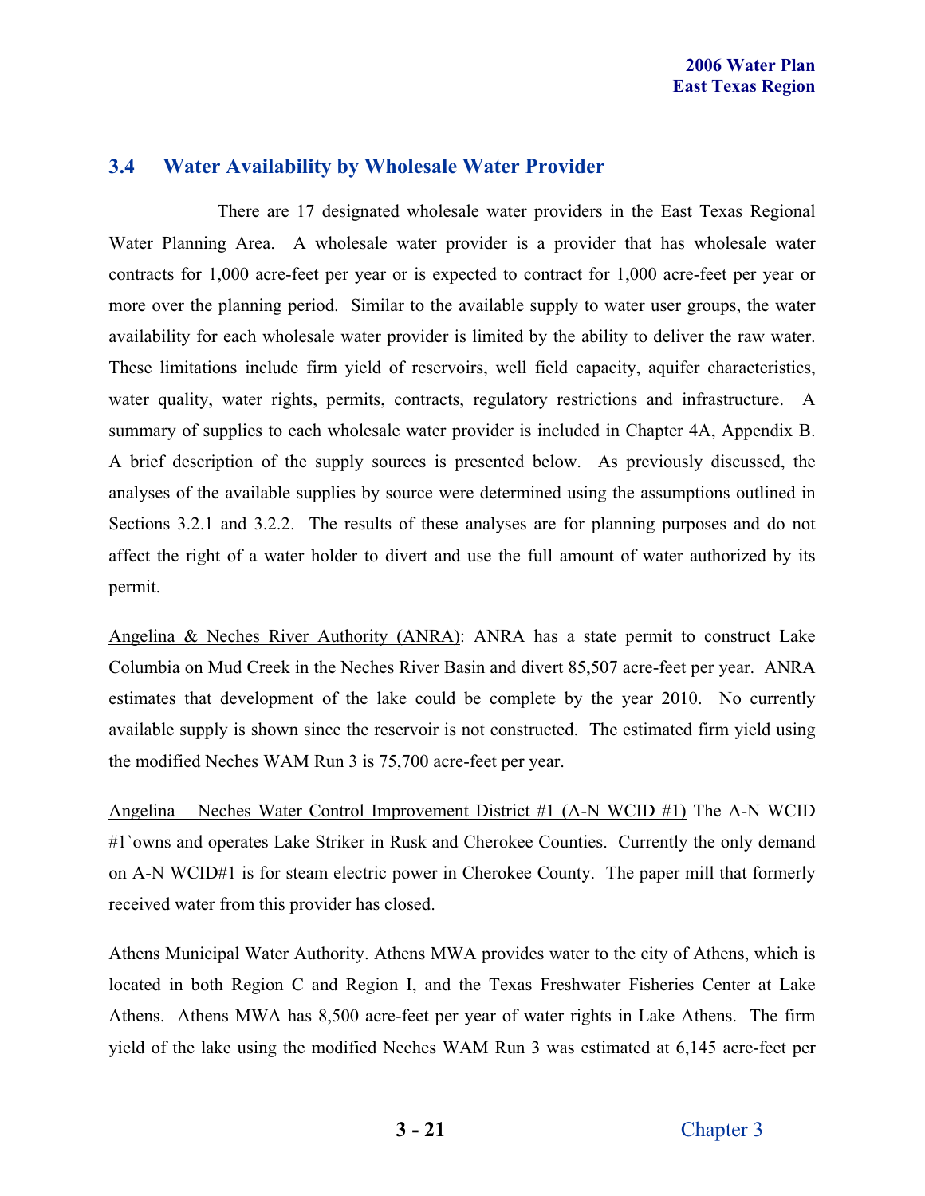## 3.4 Water Availability by Wholesale Water Provider

There are 17 designated wholesale water providers in the East Texas Regional Water Planning Area. A wholesale water provider is a provider that has wholesale water contracts for 1,000 acre-feet per year or is expected to contract for 1,000 acre-feet per year or more over the planning period. Similar to the available supply to water user groups, the water availability for each wholesale water provider is limited by the ability to deliver the raw water. These limitations include firm yield of reservoirs, well field capacity, aquifer characteristics, water quality, water rights, permits, contracts, regulatory restrictions and infrastructure. A summary of supplies to each wholesale water provider is included in Chapter 4A, Appendix B. A brief description of the supply sources is presented below. As previously discussed, the analyses of the available supplies by source were determined using the assumptions outlined in Sections 3.2.1 and 3.2.2. The results of these analyses are for planning purposes and do not affect the right of a water holder to divert and use the full amount of water authorized by its permit.

Angelina & Neches River Authority (ANRA): ANRA has a state permit to construct Lake Columbia on Mud Creek in the Neches River Basin and divert 85,507 acre-feet per year. ANRA estimates that development of the lake could be complete by the year 2010. No currently available supply is shown since the reservoir is not constructed. The estimated firm yield using the modified Neches WAM Run 3 is 75,700 acre-feet per year.

Angelina – Neches Water Control Improvement District #1 (A-N WCID #1) The A-N WCID #1`owns and operates Lake Striker in Rusk and Cherokee Counties. Currently the only demand on A-N WCID#1 is for steam electric power in Cherokee County. The paper mill that formerly received water from this provider has closed.

Athens Municipal Water Authority. Athens MWA provides water to the city of Athens, which is located in both Region C and Region I, and the Texas Freshwater Fisheries Center at Lake Athens. Athens MWA has 8,500 acre-feet per year of water rights in Lake Athens. The firm yield of the lake using the modified Neches WAM Run 3 was estimated at 6,145 acre-feet per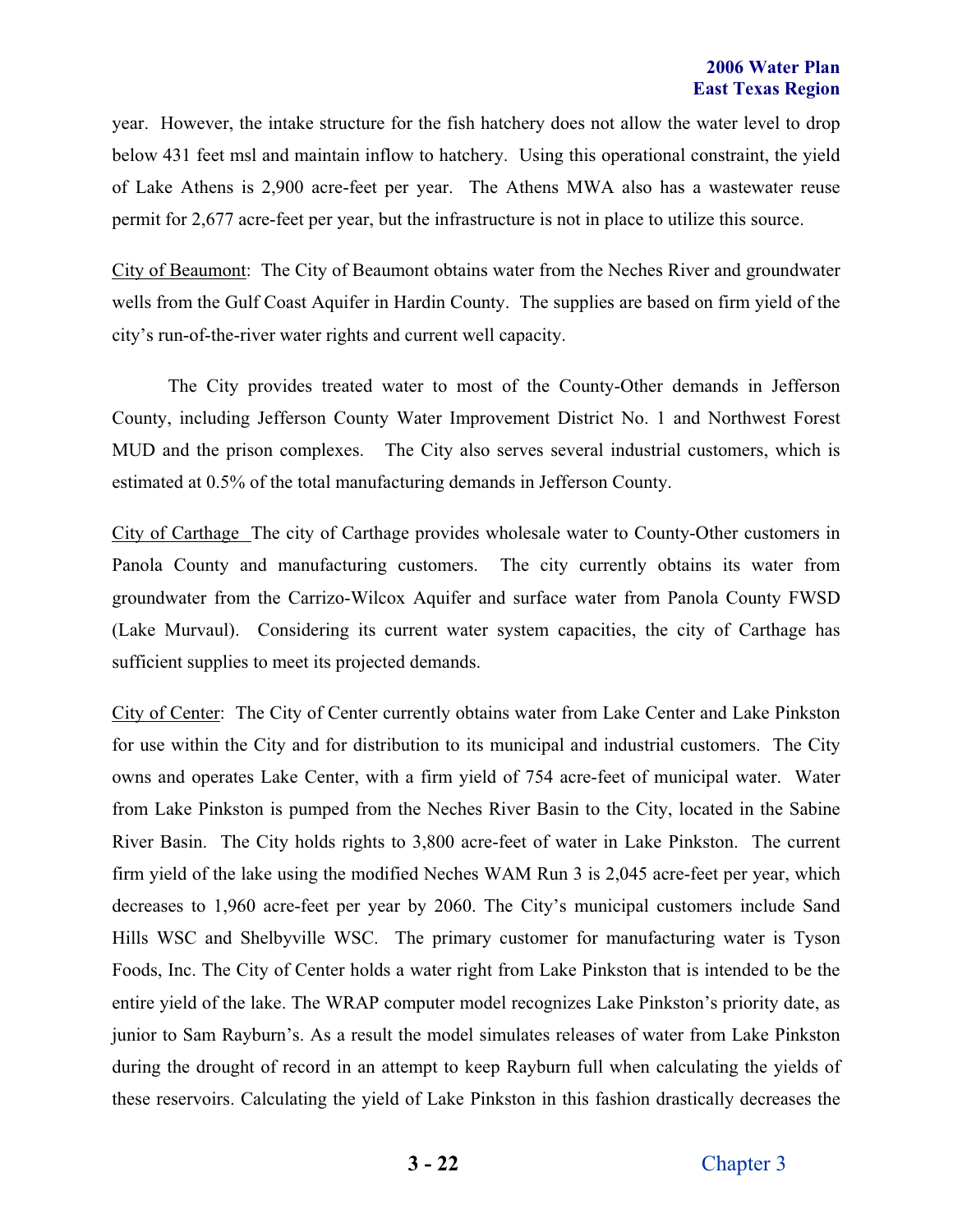year. However, the intake structure for the fish hatchery does not allow the water level to drop below 431 feet msl and maintain inflow to hatchery. Using this operational constraint, the yield of Lake Athens is 2,900 acre-feet per year. The Athens MWA also has a wastewater reuse permit for 2,677 acre-feet per year, but the infrastructure is not in place to utilize this source.

City of Beaumont: The City of Beaumont obtains water from the Neches River and groundwater wells from the Gulf Coast Aquifer in Hardin County. The supplies are based on firm yield of the city's run-of-the-river water rights and current well capacity.

The City provides treated water to most of the County-Other demands in Jefferson County, including Jefferson County Water Improvement District No. 1 and Northwest Forest MUD and the prison complexes. The City also serves several industrial customers, which is estimated at 0.5% of the total manufacturing demands in Jefferson County.

City of Carthage The city of Carthage provides wholesale water to County-Other customers in Panola County and manufacturing customers. The city currently obtains its water from groundwater from the Carrizo-Wilcox Aquifer and surface water from Panola County FWSD (Lake Murvaul). Considering its current water system capacities, the city of Carthage has sufficient supplies to meet its projected demands.

City of Center: The City of Center currently obtains water from Lake Center and Lake Pinkston for use within the City and for distribution to its municipal and industrial customers. The City owns and operates Lake Center, with a firm yield of 754 acre-feet of municipal water. Water from Lake Pinkston is pumped from the Neches River Basin to the City, located in the Sabine River Basin. The City holds rights to 3,800 acre-feet of water in Lake Pinkston. The current firm yield of the lake using the modified Neches WAM Run 3 is 2,045 acre-feet per year, which decreases to 1,960 acre-feet per year by 2060. The City's municipal customers include Sand Hills WSC and Shelbyville WSC. The primary customer for manufacturing water is Tyson Foods, Inc. The City of Center holds a water right from Lake Pinkston that is intended to be the entire yield of the lake. The WRAP computer model recognizes Lake Pinkston's priority date, as junior to Sam Rayburn's. As a result the model simulates releases of water from Lake Pinkston during the drought of record in an attempt to keep Rayburn full when calculating the yields of these reservoirs. Calculating the yield of Lake Pinkston in this fashion drastically decreases the